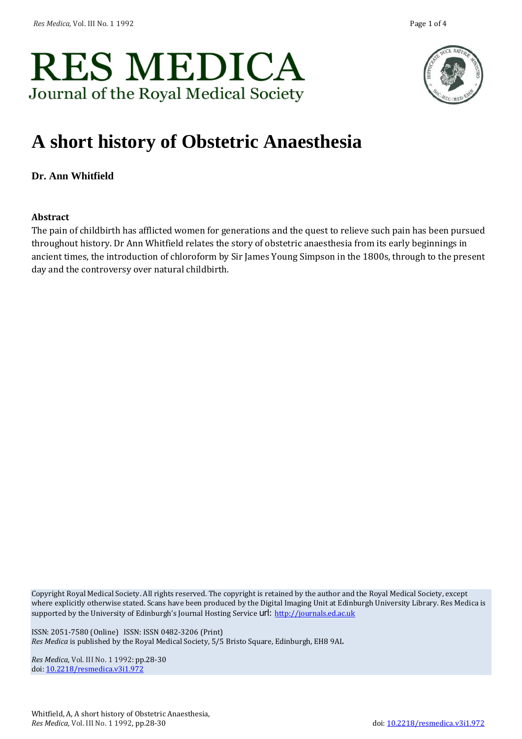# RES MEDICA

Journal of the Royal Medical Society

# A short history of Obstetric Anaesthesia

**Dr. Ann Whitfield**

### Abstract

The pain of childbirth has afflicted women for generations and the quest to relieve such pain has been pursued throughout history. Dr Ann Whitfield relates the story of obstetric anaesthesia from its early beginnings in ancient times, the introduction of chloroform by Sir James Young Simpson in the 1800s, through to the present day and the controversy over natural childbirth.

Copyright Royal Medical Society. All rights reserved. The copyright is retained by the author and the Royal Medical Society, except where explicitly otherwise stated. Scans have been produced by the Digital Imaging Unit at Edinburgh University Library. Res Medica is supported by the University of Edinburgh's Journal Hosting Service url: http://journals.ed.ac.uk

ISSN: 2051-7580 (Online) ISSN: ISSN 0482-3206 (Print)
*Res Medica* is published by the Royal Medical Society, 5/5 Bristo Square, Edinburgh, EH8 9AL

*Res Medica*, Vol. III No. 1 1992: pp.28-30
doi: 10.2218/resmedica.v3i1.972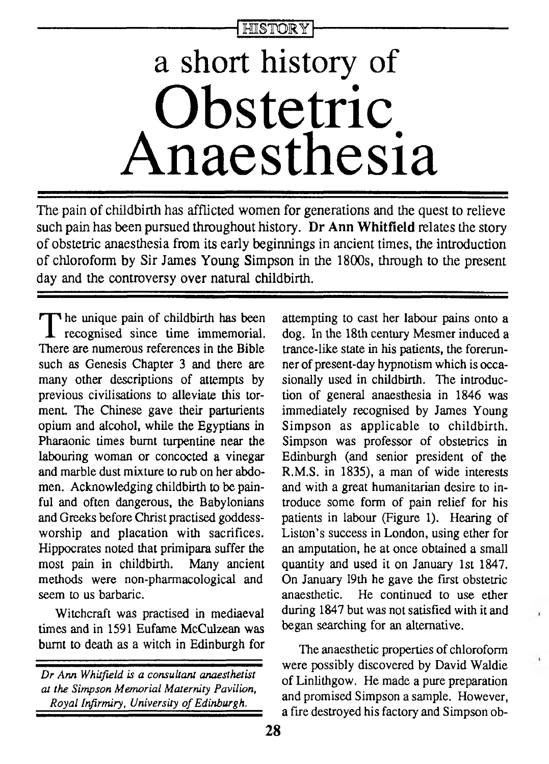HISTORY

# a short history of Obstetric Anaesthesia

The pain of childbirth has afflicted women for generations and the quest to relieve such pain has been pursued throughout history. **Dr Ann Whitfield** relates the story of obstetric anaesthesia from its early beginnings in ancient times, the introduction of chloroform by Sir James Young Simpson in the 1800s, through to the present day and the controversy over natural childbirth.

The unique pain of childbirth has been recognised since time immemorial. There are numerous references in the Bible such as Genesis Chapter 3 and there are many other descriptions of attempts by previous civilisations to alleviate this torment. The Chinese gave their parturients opium and alcohol, while the Egyptians in Pharaonic times burnt turpentine near the labouring woman or concocted a vinegar and marble dust mixture to rub on her abdomen. Acknowledging childbirth to be painful and often dangerous, the Babylonians and Greeks before Christ practised goddess-worship and placation with sacrifices. Hippocrates noted that primipara suffer the most pain in childbirth. Many ancient methods were non-pharmacological and seem to us barbaric.

Witchcraft was practised in mediaeval times and in 1591 Eufame McCulzean was burnt to death as a witch in Edinburgh for attempting to cast her labour pains onto a dog. In the 18th century Mesmer induced a trance-like state in his patients, the forerunner of present-day hypnotism which is occasionally used in childbirth. The introduction of general anaesthesia in 1846 was immediately recognised by James Young Simpson as applicable to childbirth. Simpson was professor of obstetrics in Edinburgh (and senior president of the R.M.S. in 1835), a man of wide interests and with a great humanitarian desire to introduce some form of pain relief for his patients in labour (Figure 1). Hearing of Liston's success in London, using ether for an amputation, he at once obtained a small quantity and used it on January 1st 1847. On January 19th he gave the first obstetric anaesthetic. He continued to use ether during 1847 but was not satisfied with it and began searching for an alternative.

The anaesthetic properties of chloroform were possibly discovered by David Waldie of Linlithgow. He made a pure preparation and promised Simpson a sample. However, a fire destroyed his factory and Simpson ob-

*Dr Ann Whitfield is a consultant anaesthetist at the Simpson Memorial Maternity Pavilion, Royal Infirmary, University of Edinburgh.*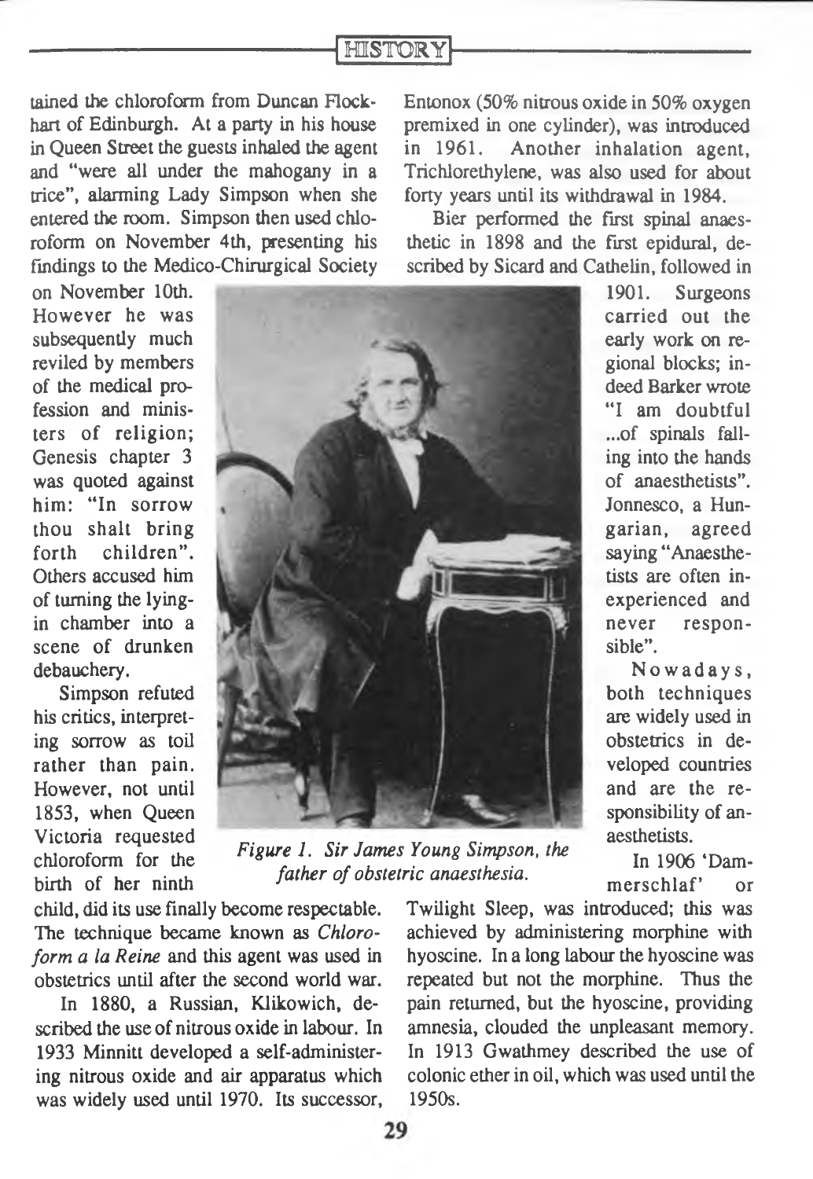tained the chloroform from Duncan Flockhart of Edinburgh. At a party in his house in Queen Street the guests inhaled the agent and "were all under the mahogany in a trice", alarming Lady Simpson when she entered the room. Simpson then used chloroform on November 4th, presenting his findings to the Medico-Chirurgical Society on November 10th. However he was subsequently much reviled by members of the medical profession and ministers of religion; Genesis chapter 3 was quoted against him: "In sorrow thou shalt bring forth children". Others accused him of turning the lying-in chamber into a scene of drunken debauchery.

Simpson refuted his critics, interpreting sorrow as toil rather than pain. However, not until 1853, when Queen Victoria requested chloroform for the birth of her ninth child, did its use finally become respectable. The technique became known as *Chloroform a la Reine* and this agent was used in obstetrics until after the second world war.

*Figure 1. Sir James Young Simpson, the father of obstetric anaesthesia.*

In 1880, a Russian, Klikowich, described the use of nitrous oxide in labour. In 1933 Minnitt developed a self-administering nitrous oxide and air apparatus which was widely used until 1970. Its successor, Entonox (50% nitrous oxide in 50% oxygen premixed in one cylinder), was introduced in 1961. Another inhalation agent, Trichlorethylene, was also used for about forty years until its withdrawal in 1984.

Bier performed the first spinal anaesthetic in 1898 and the first epidural, described by Sicard and Cathelin, followed in 1901. Surgeons carried out the early work on regional blocks; indeed Barker wrote "I am doubtful ...of spinals falling into the hands of anaesthetists". Jonnesco, a Hungarian, agreed saying "Anaesthetists are often inexperienced and never responsible".

Nowadays, both techniques are widely used in obstetrics in developed countries and are the responsibility of anaesthetists.

In 1906 'Dammerschlaf' or Twilight Sleep, was introduced; this was achieved by administering morphine with hyoscine. In a long labour the hyoscine was repeated but not the morphine. Thus the pain returned, but the hyoscine, providing amnesia, clouded the unpleasant memory. In 1913 Gwathmey described the use of colonic ether in oil, which was used until the 1950s.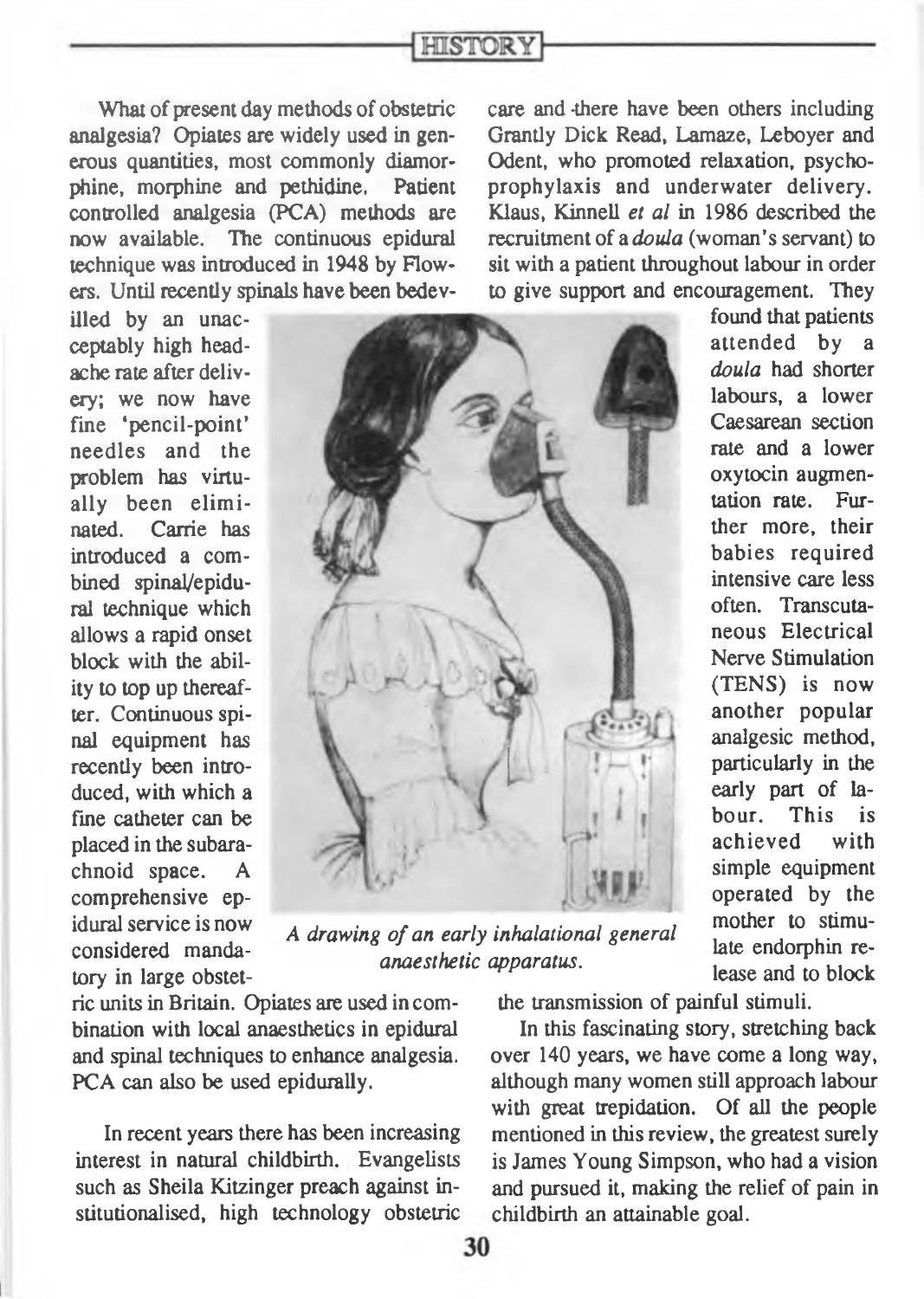What of present day methods of obstetric analgesia? Opiates are widely used in generous quantities, most commonly diamorphine, morphine and pethidine. Patient controlled analgesia (PCA) methods are now available. The continuous epidural technique was introduced in 1948 by Flowers. Until recently spinals have been bedevilled by an unacceptably high headache rate after delivery; we now have fine 'pencil-point' needles and the problem has virtually been eliminated. Carrie has introduced a combined spinal/epidural technique which allows a rapid onset block with the ability to top up thereafter. Continuous spinal equipment has recently been introduced, with which a fine catheter can be placed in the subarachnoid space. A comprehensive epidural service is now considered mandatory in large obstetric units in Britain. Opiates are used in combination with local anaesthetics in epidural and spinal techniques to enhance analgesia. PCA can also be used epidurally.

In recent years there has been increasing interest in natural childbirth. Evangelists such as Sheila Kitzinger preach against institutionalised, high technology obstetric care and there have been others including Grantly Dick Read, Lamaze, Leboyer and Odent, who promoted relaxation, psychoprophylaxis and underwater delivery. Klaus, Kinnell *et al* in 1986 described the recruitment of a *doula* (woman's servant) to sit with a patient throughout labour in order to give support and encouragement. They found that patients attended by a *doula* had shorter labours, a lower Caesarean section rate and a lower oxytocin augmentation rate. Further more, their babies required intensive care less often. Transcutaneous Electrical Nerve Stimulation (TENS) is now another popular analgesic method, particularly in the early part of labour. This is achieved with simple equipment operated by the mother to stimulate endorphin release and to block the transmission of painful stimuli.

*A drawing of an early inhalational general anaesthetic apparatus.*

In this fascinating story, stretching back over 140 years, we have come a long way, although many women still approach labour with great trepidation. Of all the people mentioned in this review, the greatest surely is James Young Simpson, who had a vision and pursued it, making the relief of pain in childbirth an attainable goal.